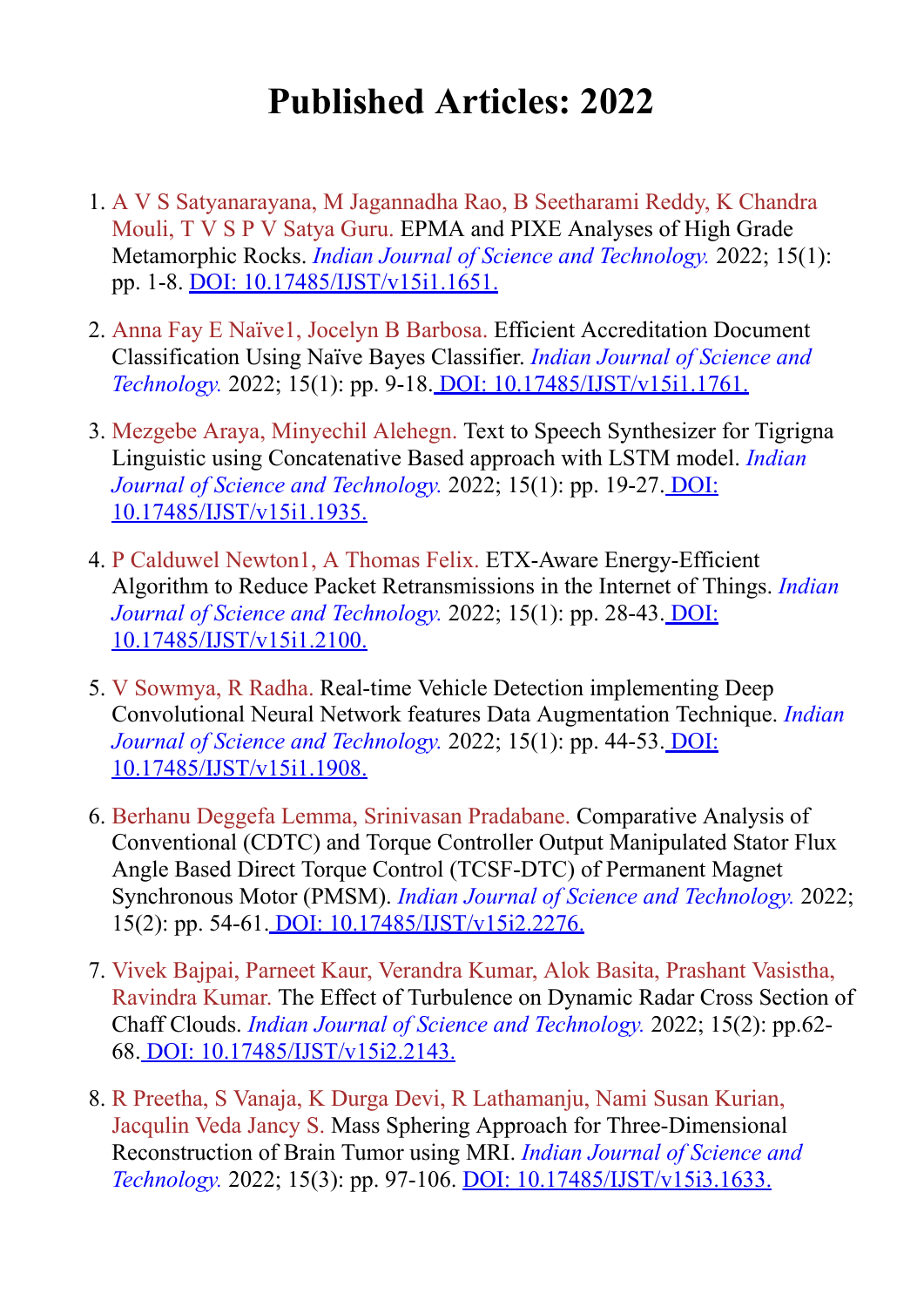# Published Articles: 2022

1. A V S Satyanarayana, M Jagannadha Rao, B Seetharami Reddy, K Chandra Mouli, T V S P V Satya Guru. EPMA and PIXE Analyses of High Grade Metamorphic Rocks. *Indian Journal of Science and Technology.* 2022; 15(1): pp. 1-8. DOI: 10.17485/IJST/v15i1.1651.

2. Anna Fay E Naïve1, Jocelyn B Barbosa. Efficient Accreditation Document Classification Using Naïve Bayes Classifier. *Indian Journal of Science and Technology.* 2022; 15(1): pp. 9-18. DOI: 10.17485/IJST/v15i1.1761.

3. Mezgebe Araya, Minyechil Alehegn. Text to Speech Synthesizer for Tigrigna Linguistic using Concatenative Based approach with LSTM model. *Indian Journal of Science and Technology.* 2022; 15(1): pp. 19-27. DOI: 10.17485/IJST/v15i1.1935.

4. P Calduwel Newton1, A Thomas Felix. ETX-Aware Energy-Efficient Algorithm to Reduce Packet Retransmissions in the Internet of Things. *Indian Journal of Science and Technology.* 2022; 15(1): pp. 28-43. DOI: 10.17485/IJST/v15i1.2100.

5. V Sowmya, R Radha. Real-time Vehicle Detection implementing Deep Convolutional Neural Network features Data Augmentation Technique. *Indian Journal of Science and Technology.* 2022; 15(1): pp. 44-53. DOI: 10.17485/IJST/v15i1.1908.

6. Berhanu Deggefa Lemma, Srinivasan Pradabane. Comparative Analysis of Conventional (CDTC) and Torque Controller Output Manipulated Stator Flux Angle Based Direct Torque Control (TCSF-DTC) of Permanent Magnet Synchronous Motor (PMSM). *Indian Journal of Science and Technology.* 2022; 15(2): pp. 54-61. DOI: 10.17485/IJST/v15i2.2276.

7. Vivek Bajpai, Parneet Kaur, Verandra Kumar, Alok Basita, Prashant Vasistha, Ravindra Kumar. The Effect of Turbulence on Dynamic Radar Cross Section of Chaff Clouds. *Indian Journal of Science and Technology.* 2022; 15(2): pp.62-68. DOI: 10.17485/IJST/v15i2.2143.

8. R Preetha, S Vanaja, K Durga Devi, R Lathamanju, Nami Susan Kurian, Jacqulin Veda Jancy S. Mass Sphering Approach for Three-Dimensional Reconstruction of Brain Tumor using MRI. *Indian Journal of Science and Technology.* 2022; 15(3): pp. 97-106. DOI: 10.17485/IJST/v15i3.1633.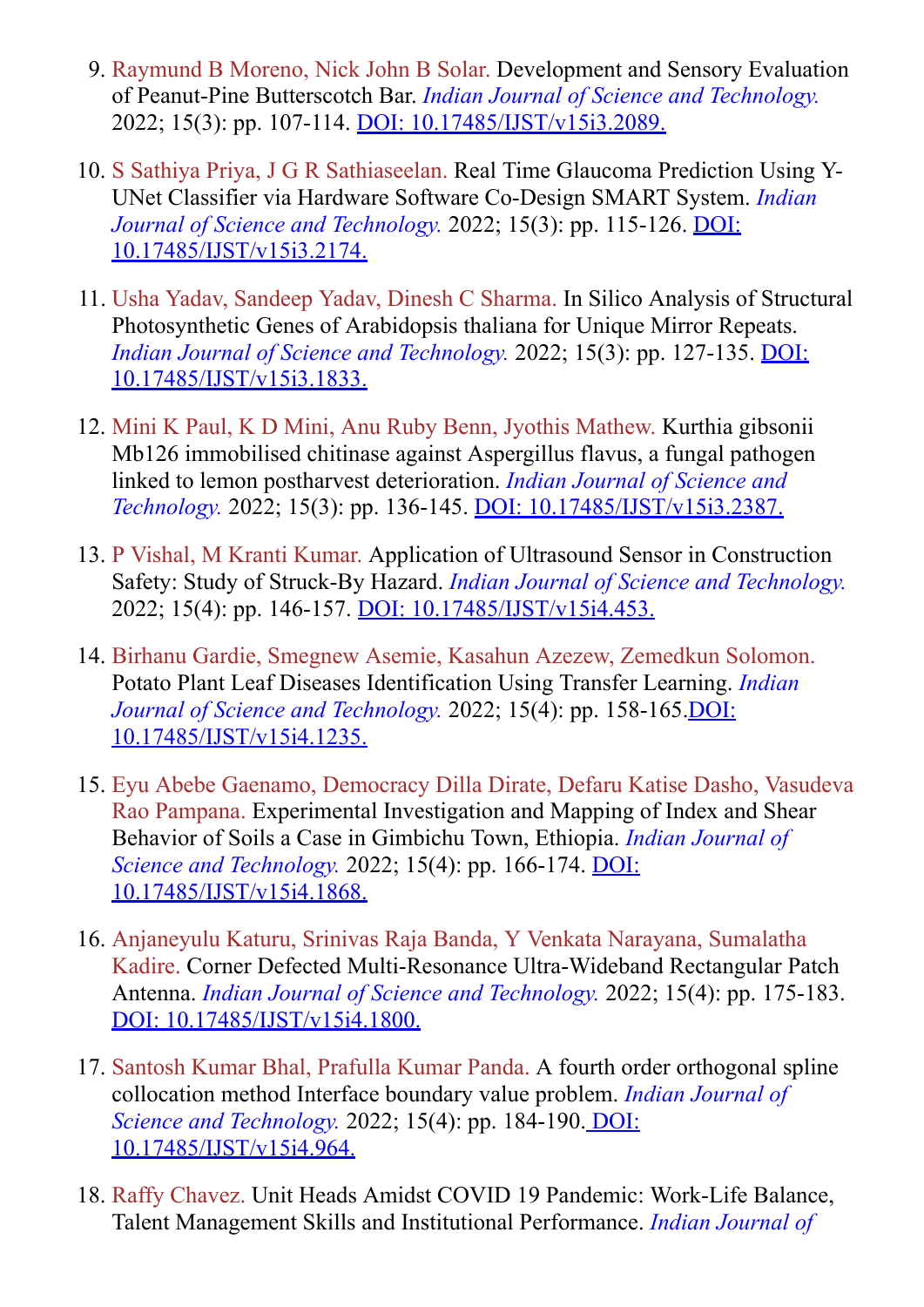9. Raymund B Moreno, Nick John B Solar. Development and Sensory Evaluation of Peanut-Pine Butterscotch Bar. *Indian Journal of Science and Technology.* 2022; 15(3): pp. 107-114. DOI: 10.17485/IJST/v15i3.2089.

10. S Sathiya Priya, J G R Sathiaseelan. Real Time Glaucoma Prediction Using Y-UNet Classifier via Hardware Software Co-Design SMART System. *Indian Journal of Science and Technology.* 2022; 15(3): pp. 115-126. DOI: 10.17485/IJST/v15i3.2174.

11. Usha Yadav, Sandeep Yadav, Dinesh C Sharma. In Silico Analysis of Structural Photosynthetic Genes of Arabidopsis thaliana for Unique Mirror Repeats. *Indian Journal of Science and Technology.* 2022; 15(3): pp. 127-135. DOI: 10.17485/IJST/v15i3.1833.

12. Mini K Paul, K D Mini, Anu Ruby Benn, Jyothis Mathew. Kurthia gibsonii Mb126 immobilised chitinase against Aspergillus flavus, a fungal pathogen linked to lemon postharvest deterioration. *Indian Journal of Science and Technology.* 2022; 15(3): pp. 136-145. DOI: 10.17485/IJST/v15i3.2387.

13. P Vishal, M Kranti Kumar. Application of Ultrasound Sensor in Construction Safety: Study of Struck-By Hazard. *Indian Journal of Science and Technology.* 2022; 15(4): pp. 146-157. DOI: 10.17485/IJST/v15i4.453.

14. Birhanu Gardie, Smegnew Asemie, Kasahun Azezew, Zemedkun Solomon. Potato Plant Leaf Diseases Identification Using Transfer Learning. *Indian Journal of Science and Technology.* 2022; 15(4): pp. 158-165.DOI: 10.17485/IJST/v15i4.1235.

15. Eyu Abebe Gaenamo, Democracy Dilla Dirate, Defaru Katise Dasho, Vasudeva Rao Pampana. Experimental Investigation and Mapping of Index and Shear Behavior of Soils a Case in Gimbichu Town, Ethiopia. *Indian Journal of Science and Technology.* 2022; 15(4): pp. 166-174. DOI: 10.17485/IJST/v15i4.1868.

16. Anjaneyulu Katuru, Srinivas Raja Banda, Y Venkata Narayana, Sumalatha Kadire. Corner Defected Multi-Resonance Ultra-Wideband Rectangular Patch Antenna. *Indian Journal of Science and Technology.* 2022; 15(4): pp. 175-183. DOI: 10.17485/IJST/v15i4.1800.

17. Santosh Kumar Bhal, Prafulla Kumar Panda. A fourth order orthogonal spline collocation method Interface boundary value problem. *Indian Journal of Science and Technology.* 2022; 15(4): pp. 184-190. DOI: 10.17485/IJST/v15i4.964.

18. Raffy Chavez. Unit Heads Amidst COVID 19 Pandemic: Work-Life Balance, Talent Management Skills and Institutional Performance. *Indian Journal of*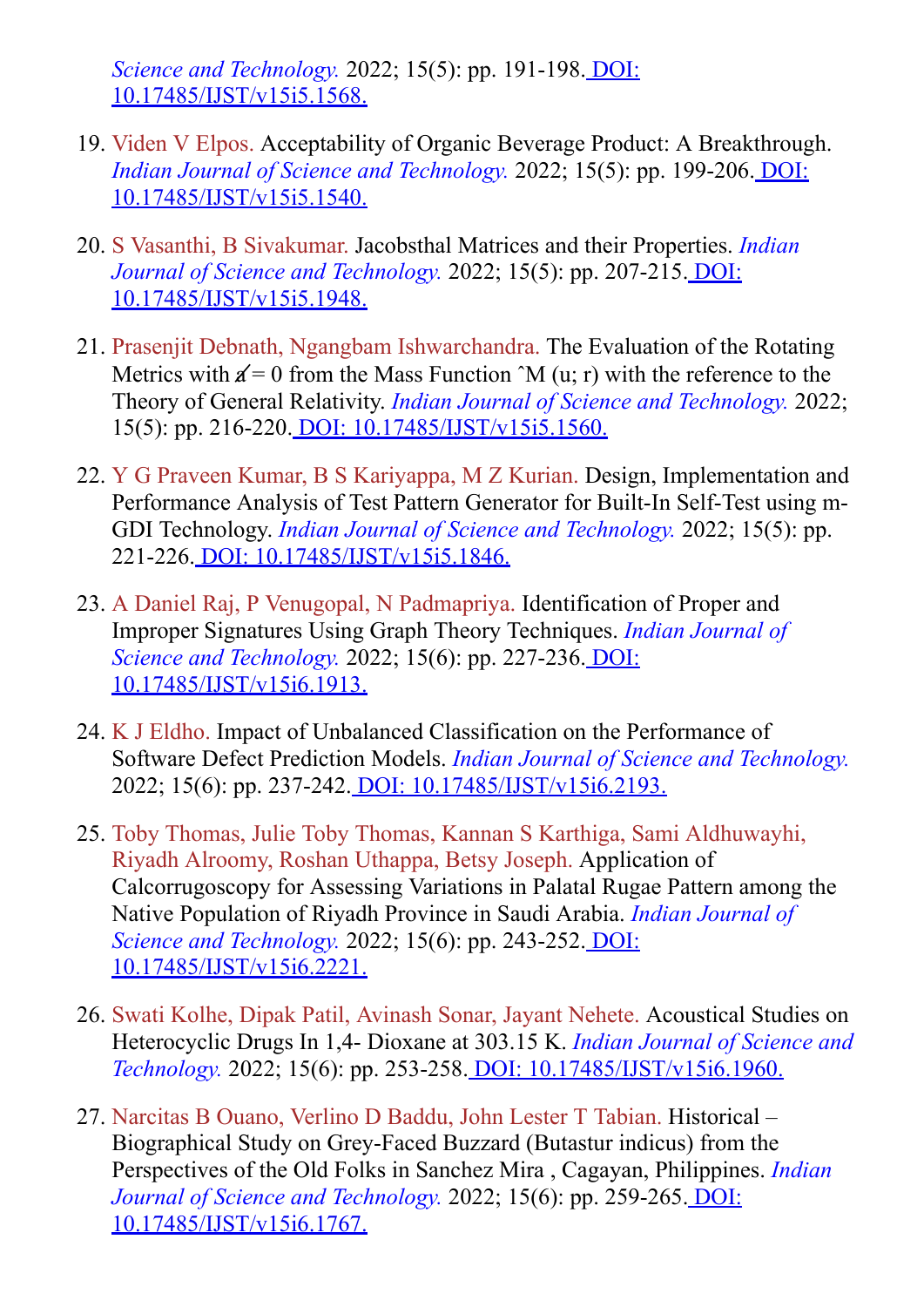*Science and Technology.* 2022; 15(5): pp. 191-198. DOI: 10.17485/IJST/v15i5.1568.

19. Viden V Elpos. Acceptability of Organic Beverage Product: A Breakthrough. *Indian Journal of Science and Technology.* 2022; 15(5): pp. 199-206. DOI: 10.17485/IJST/v15i5.1540.

20. S Vasanthi, B Sivakumar. Jacobsthal Matrices and their Properties. *Indian Journal of Science and Technology.* 2022; 15(5): pp. 207-215. DOI: 10.17485/IJST/v15i5.1948.

21. Prasenjit Debnath, Ngangbam Ishwarchandra. The Evaluation of the Rotating Metrics with $a = 0$ from the Mass Function $\hat{M}$ (u; r) with the reference to the Theory of General Relativity. *Indian Journal of Science and Technology.* 2022; 15(5): pp. 216-220. DOI: 10.17485/IJST/v15i5.1560.

22. Y G Praveen Kumar, B S Kariyappa, M Z Kurian. Design, Implementation and Performance Analysis of Test Pattern Generator for Built-In Self-Test using m-GDI Technology. *Indian Journal of Science and Technology.* 2022; 15(5): pp. 221-226. DOI: 10.17485/IJST/v15i5.1846.

23. A Daniel Raj, P Venugopal, N Padmapriya. Identification of Proper and Improper Signatures Using Graph Theory Techniques. *Indian Journal of Science and Technology.* 2022; 15(6): pp. 227-236. DOI: 10.17485/IJST/v15i6.1913.

24. K J Eldho. Impact of Unbalanced Classification on the Performance of Software Defect Prediction Models. *Indian Journal of Science and Technology.* 2022; 15(6): pp. 237-242. DOI: 10.17485/IJST/v15i6.2193.

25. Toby Thomas, Julie Toby Thomas, Kannan S Karthiga, Sami Aldhuwayhi, Riyadh Alroomy, Roshan Uthappa, Betsy Joseph. Application of Calcorrugoscopy for Assessing Variations in Palatal Rugae Pattern among the Native Population of Riyadh Province in Saudi Arabia. *Indian Journal of Science and Technology.* 2022; 15(6): pp. 243-252. DOI: 10.17485/IJST/v15i6.2221.

26. Swati Kolhe, Dipak Patil, Avinash Sonar, Jayant Nehete. Acoustical Studies on Heterocyclic Drugs In 1,4- Dioxane at 303.15 K. *Indian Journal of Science and Technology.* 2022; 15(6): pp. 253-258. DOI: 10.17485/IJST/v15i6.1960.

27. Narcitas B Ouano, Verlino D Baddu, John Lester T Tabian. Historical – Biographical Study on Grey-Faced Buzzard (Butastur indicus) from the Perspectives of the Old Folks in Sanchez Mira , Cagayan, Philippines. *Indian Journal of Science and Technology.* 2022; 15(6): pp. 259-265. DOI: 10.17485/IJST/v15i6.1767.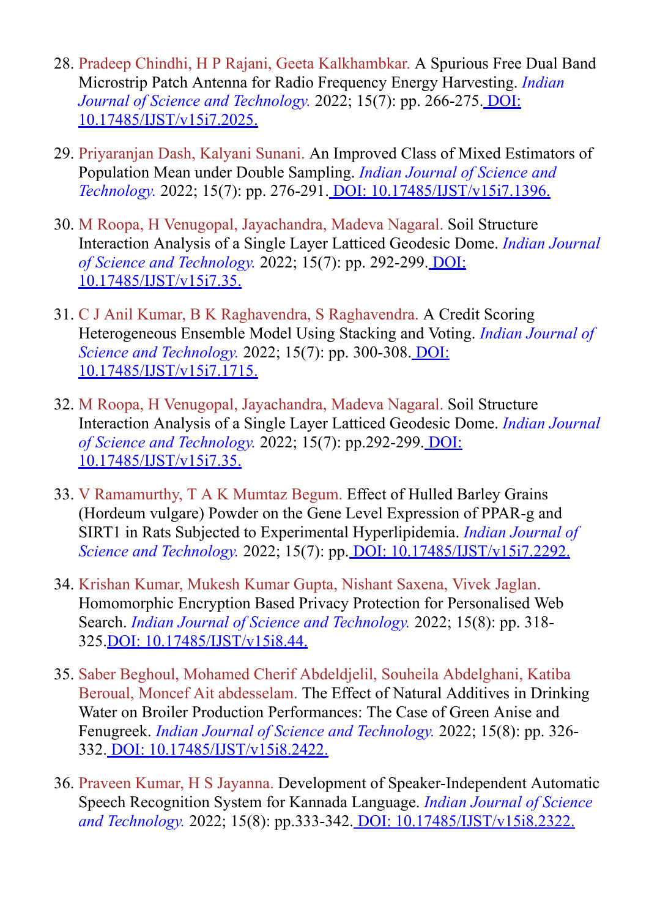28. Pradeep Chindhi, H P Rajani, Geeta Kalkhambkar. A Spurious Free Dual Band Microstrip Patch Antenna for Radio Frequency Energy Harvesting. *Indian Journal of Science and Technology.* 2022; 15(7): pp. 266-275. DOI: 10.17485/IJST/v15i7.2025.

29. Priyaranjan Dash, Kalyani Sunani. An Improved Class of Mixed Estimators of Population Mean under Double Sampling. *Indian Journal of Science and Technology.* 2022; 15(7): pp. 276-291. DOI: 10.17485/IJST/v15i7.1396.

30. M Roopa, H Venugopal, Jayachandra, Madeva Nagaral. Soil Structure Interaction Analysis of a Single Layer Latticed Geodesic Dome. *Indian Journal of Science and Technology.* 2022; 15(7): pp. 292-299. DOI: 10.17485/IJST/v15i7.35.

31. C J Anil Kumar, B K Raghavendra, S Raghavendra. A Credit Scoring Heterogeneous Ensemble Model Using Stacking and Voting. *Indian Journal of Science and Technology.* 2022; 15(7): pp. 300-308. DOI: 10.17485/IJST/v15i7.1715.

32. M Roopa, H Venugopal, Jayachandra, Madeva Nagaral. Soil Structure Interaction Analysis of a Single Layer Latticed Geodesic Dome. *Indian Journal of Science and Technology.* 2022; 15(7): pp.292-299. DOI: 10.17485/IJST/v15i7.35.

33. V Ramamurthy, T A K Mumtaz Begum. Effect of Hulled Barley Grains (Hordeum vulgare) Powder on the Gene Level Expression of PPAR-g and SIRT1 in Rats Subjected to Experimental Hyperlipidemia. *Indian Journal of Science and Technology.* 2022; 15(7): pp. DOI: 10.17485/IJST/v15i7.2292.

34. Krishan Kumar, Mukesh Kumar Gupta, Nishant Saxena, Vivek Jaglan. Homomorphic Encryption Based Privacy Protection for Personalised Web Search. *Indian Journal of Science and Technology.* 2022; 15(8): pp. 318-325.DOI: 10.17485/IJST/v15i8.44.

35. Saber Beghoul, Mohamed Cherif Abdeldjelil, Souheila Abdelghani, Katiba Beroual, Moncef Ait abdesselam. The Effect of Natural Additives in Drinking Water on Broiler Production Performances: The Case of Green Anise and Fenugreek. *Indian Journal of Science and Technology.* 2022; 15(8): pp. 326-332. DOI: 10.17485/IJST/v15i8.2422.

36. Praveen Kumar, H S Jayanna. Development of Speaker-Independent Automatic Speech Recognition System for Kannada Language. *Indian Journal of Science and Technology.* 2022; 15(8): pp.333-342. DOI: 10.17485/IJST/v15i8.2322.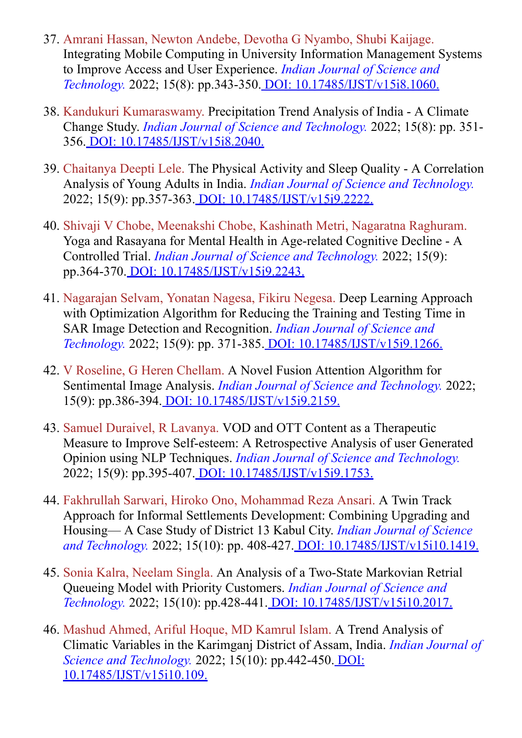37. Amrani Hassan, Newton Andebe, Devotha G Nyambo, Shubi Kaijage. Integrating Mobile Computing in University Information Management Systems to Improve Access and User Experience. *Indian Journal of Science and Technology.* 2022; 15(8): pp.343-350. [DOI: 10.17485/IJST/v15i8.1060.](https://doi.org/10.17485/IJST/v15i8.1060)

38. Kandukuri Kumaraswamy. Precipitation Trend Analysis of India - A Climate Change Study. *Indian Journal of Science and Technology.* 2022; 15(8): pp. 351-356. [DOI: 10.17485/IJST/v15i8.2040.](https://doi.org/10.17485/IJST/v15i8.2040)

39. Chaitanya Deepti Lele. The Physical Activity and Sleep Quality - A Correlation Analysis of Young Adults in India. *Indian Journal of Science and Technology.* 2022; 15(9): pp.357-363. [DOI: 10.17485/IJST/v15i9.2222.](https://doi.org/10.17485/IJST/v15i9.2222)

40. Shivaji V Chobe, Meenakshi Chobe, Kashinath Metri, Nagaratna Raghuram. Yoga and Rasayana for Mental Health in Age-related Cognitive Decline - A Controlled Trial. *Indian Journal of Science and Technology.* 2022; 15(9): pp.364-370. [DOI: 10.17485/IJST/v15i9.2243.](https://doi.org/10.17485/IJST/v15i9.2243)

41. Nagarajan Selvam, Yonatan Nagesa, Fikiru Negesa. Deep Learning Approach with Optimization Algorithm for Reducing the Training and Testing Time in SAR Image Detection and Recognition. *Indian Journal of Science and Technology.* 2022; 15(9): pp. 371-385. [DOI: 10.17485/IJST/v15i9.1266.](https://doi.org/10.17485/IJST/v15i9.1266)

42. V Roseline, G Heren Chellam. A Novel Fusion Attention Algorithm for Sentimental Image Analysis. *Indian Journal of Science and Technology.* 2022; 15(9): pp.386-394. [DOI: 10.17485/IJST/v15i9.2159.](https://doi.org/10.17485/IJST/v15i9.2159)

43. Samuel Duraivel, R Lavanya. VOD and OTT Content as a Therapeutic Measure to Improve Self-esteem: A Retrospective Analysis of user Generated Opinion using NLP Techniques. *Indian Journal of Science and Technology.* 2022; 15(9): pp.395-407. [DOI: 10.17485/IJST/v15i9.1753.](https://doi.org/10.17485/IJST/v15i9.1753)

44. Fakhrullah Sarwari, Hiroko Ono, Mohammad Reza Ansari. A Twin Track Approach for Informal Settlements Development: Combining Upgrading and Housing— A Case Study of District 13 Kabul City. *Indian Journal of Science and Technology.* 2022; 15(10): pp. 408-427. [DOI: 10.17485/IJST/v15i10.1419.](https://doi.org/10.17485/IJST/v15i10.1419)

45. Sonia Kalra, Neelam Singla. An Analysis of a Two-State Markovian Retrial Queueing Model with Priority Customers. *Indian Journal of Science and Technology.* 2022; 15(10): pp.428-441. [DOI: 10.17485/IJST/v15i10.2017.](https://doi.org/10.17485/IJST/v15i10.2017)

46. Mashud Ahmed, Ariful Hoque, MD Kamrul Islam. A Trend Analysis of Climatic Variables in the Karimganj District of Assam, India. *Indian Journal of Science and Technology.* 2022; 15(10): pp.442-450. [DOI: 10.17485/IJST/v15i10.109.](https://doi.org/10.17485/IJST/v15i10.109)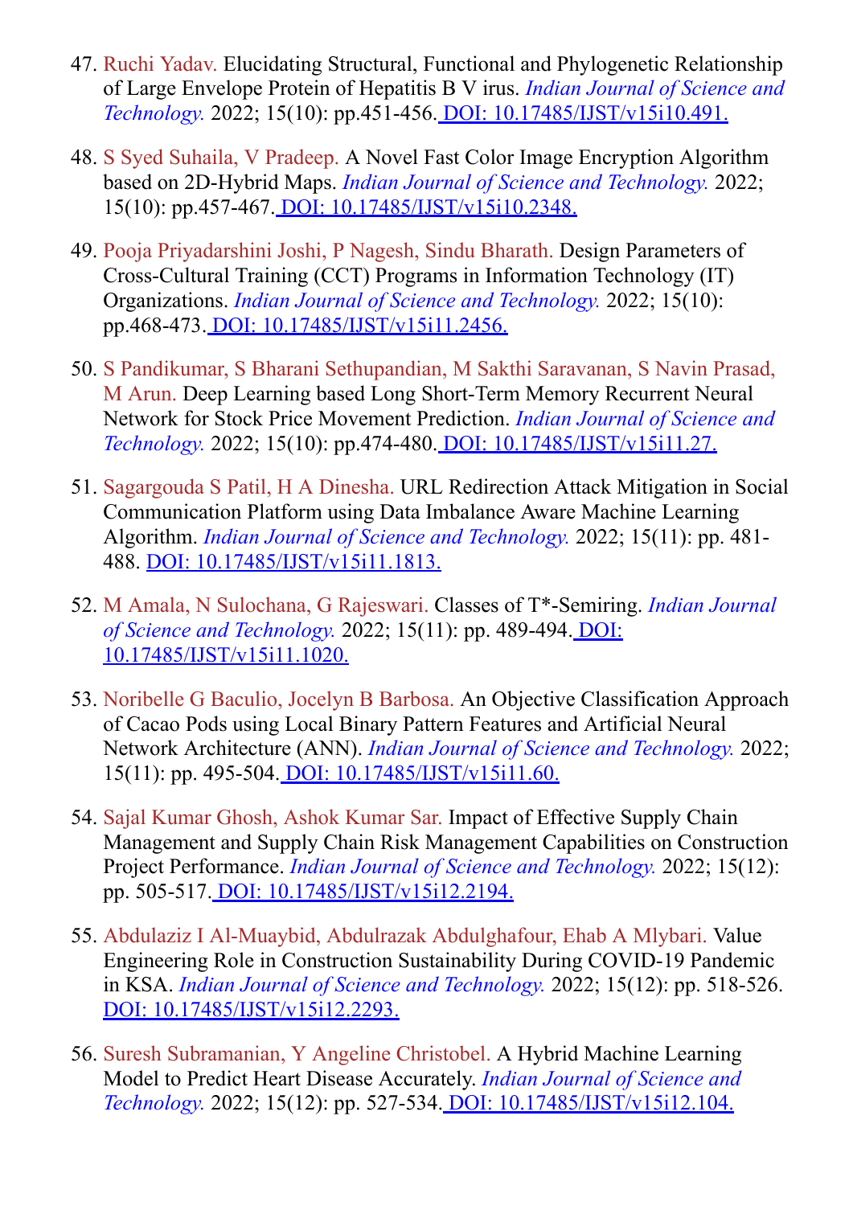47. Ruchi Yadav. Elucidating Structural, Functional and Phylogenetic Relationship of Large Envelope Protein of Hepatitis B V irus. *Indian Journal of Science and Technology.* 2022; 15(10): pp.451-456. DOI: 10.17485/IJST/v15i10.491.

48. S Syed Suhaila, V Pradeep. A Novel Fast Color Image Encryption Algorithm based on 2D-Hybrid Maps. *Indian Journal of Science and Technology.* 2022; 15(10): pp.457-467. DOI: 10.17485/IJST/v15i10.2348.

49. Pooja Priyadarshini Joshi, P Nagesh, Sindu Bharath. Design Parameters of Cross-Cultural Training (CCT) Programs in Information Technology (IT) Organizations. *Indian Journal of Science and Technology.* 2022; 15(10): pp.468-473. DOI: 10.17485/IJST/v15i11.2456.

50. S Pandikumar, S Bharani Sethupandian, M Sakthi Saravanan, S Navin Prasad, M Arun. Deep Learning based Long Short-Term Memory Recurrent Neural Network for Stock Price Movement Prediction. *Indian Journal of Science and Technology.* 2022; 15(10): pp.474-480. DOI: 10.17485/IJST/v15i11.27.

51. Sagargouda S Patil, H A Dinesha. URL Redirection Attack Mitigation in Social Communication Platform using Data Imbalance Aware Machine Learning Algorithm. *Indian Journal of Science and Technology.* 2022; 15(11): pp. 481-488. DOI: 10.17485/IJST/v15i11.1813.

52. M Amala, N Sulochana, G Rajeswari. Classes of T*-Semiring. *Indian Journal of Science and Technology.* 2022; 15(11): pp. 489-494. DOI: 10.17485/IJST/v15i11.1020.

53. Noribelle G Baculio, Jocelyn B Barbosa. An Objective Classification Approach of Cacao Pods using Local Binary Pattern Features and Artificial Neural Network Architecture (ANN). *Indian Journal of Science and Technology.* 2022; 15(11): pp. 495-504. DOI: 10.17485/IJST/v15i11.60.

54. Sajal Kumar Ghosh, Ashok Kumar Sar. Impact of Effective Supply Chain Management and Supply Chain Risk Management Capabilities on Construction Project Performance. *Indian Journal of Science and Technology.* 2022; 15(12): pp. 505-517. DOI: 10.17485/IJST/v15i12.2194.

55. Abdulaziz I Al-Muaybid, Abdulrazak Abdulghafour, Ehab A Mlybari. Value Engineering Role in Construction Sustainability During COVID-19 Pandemic in KSA. *Indian Journal of Science and Technology.* 2022; 15(12): pp. 518-526. DOI: 10.17485/IJST/v15i12.2293.

56. Suresh Subramanian, Y Angeline Christobel. A Hybrid Machine Learning Model to Predict Heart Disease Accurately. *Indian Journal of Science and Technology.* 2022; 15(12): pp. 527-534. DOI: 10.17485/IJST/v15i12.104.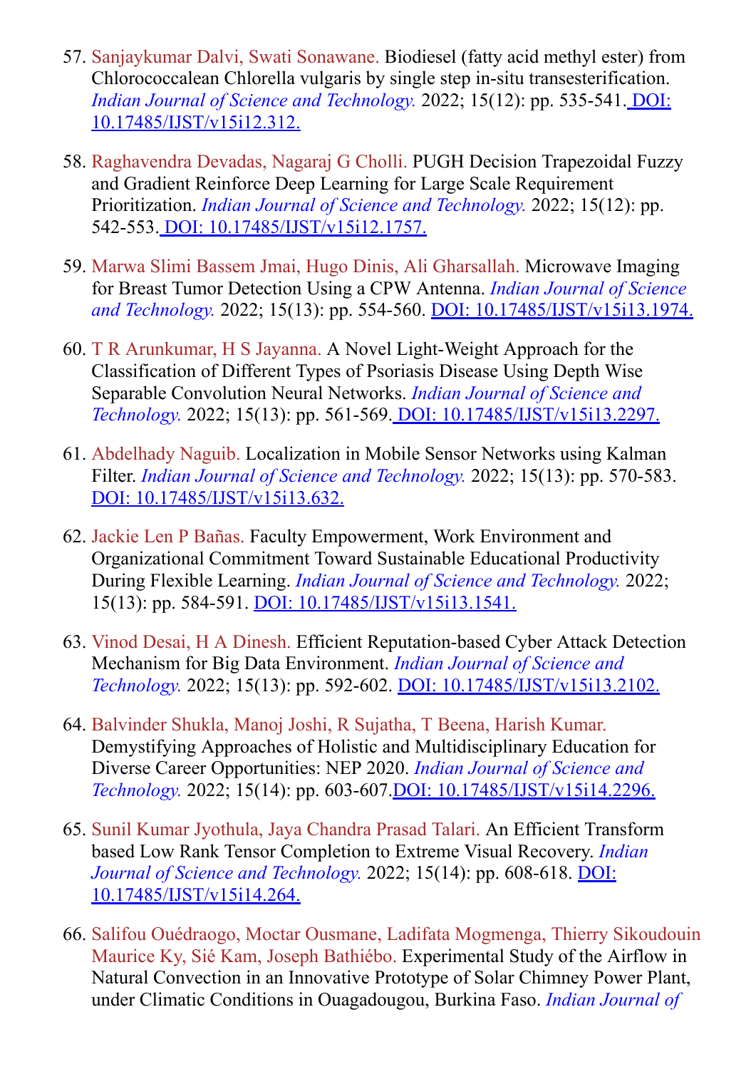57. Sanjaykumar Dalvi, Swati Sonawane. Biodiesel (fatty acid methyl ester) from Chlorococcalean Chlorella vulgaris by single step in-situ transesterification. *Indian Journal of Science and Technology.* 2022; 15(12): pp. 535-541. [DOI: 10.17485/IJST/v15i12.312.](https://doi.org/10.17485/IJST/v15i12.312)

58. Raghavendra Devadas, Nagaraj G Cholli. PUGH Decision Trapezoidal Fuzzy and Gradient Reinforce Deep Learning for Large Scale Requirement Prioritization. *Indian Journal of Science and Technology.* 2022; 15(12): pp. 542-553. [DOI: 10.17485/IJST/v15i12.1757.](https://doi.org/10.17485/IJST/v15i12.1757)

59. Marwa Slimi Bassem Jmai, Hugo Dinis, Ali Gharsallah. Microwave Imaging for Breast Tumor Detection Using a CPW Antenna. *Indian Journal of Science and Technology.* 2022; 15(13): pp. 554-560. [DOI: 10.17485/IJST/v15i13.1974.](https://doi.org/10.17485/IJST/v15i13.1974)

60. T R Arunkumar, H S Jayanna. A Novel Light-Weight Approach for the Classification of Different Types of Psoriasis Disease Using Depth Wise Separable Convolution Neural Networks. *Indian Journal of Science and Technology.* 2022; 15(13): pp. 561-569. [DOI: 10.17485/IJST/v15i13.2297.](https://doi.org/10.17485/IJST/v15i13.2297)

61. Abdelhady Naguib. Localization in Mobile Sensor Networks using Kalman Filter. *Indian Journal of Science and Technology.* 2022; 15(13): pp. 570-583. [DOI: 10.17485/IJST/v15i13.632.](https://doi.org/10.17485/IJST/v15i13.632)

62. Jackie Len P Bañas. Faculty Empowerment, Work Environment and Organizational Commitment Toward Sustainable Educational Productivity During Flexible Learning. *Indian Journal of Science and Technology.* 2022; 15(13): pp. 584-591. [DOI: 10.17485/IJST/v15i13.1541.](https://doi.org/10.17485/IJST/v15i13.1541)

63. Vinod Desai, H A Dinesh. Efficient Reputation-based Cyber Attack Detection Mechanism for Big Data Environment. *Indian Journal of Science and Technology.* 2022; 15(13): pp. 592-602. [DOI: 10.17485/IJST/v15i13.2102.](https://doi.org/10.17485/IJST/v15i13.2102)

64. Balvinder Shukla, Manoj Joshi, R Sujatha, T Beena, Harish Kumar. Demystifying Approaches of Holistic and Multidisciplinary Education for Diverse Career Opportunities: NEP 2020. *Indian Journal of Science and Technology.* 2022; 15(14): pp. 603-607.[DOI: 10.17485/IJST/v15i14.2296.](https://doi.org/10.17485/IJST/v15i14.2296)

65. Sunil Kumar Jyothula, Jaya Chandra Prasad Talari. An Efficient Transform based Low Rank Tensor Completion to Extreme Visual Recovery. *Indian Journal of Science and Technology.* 2022; 15(14): pp. 608-618. [DOI: 10.17485/IJST/v15i14.264.](https://doi.org/10.17485/IJST/v15i14.264)

66. Salifou Ouédraogo, Moctar Ousmane, Ladifata Mogmenga, Thierry Sikoudouin Maurice Ky, Sié Kam, Joseph Bathiébo. Experimental Study of the Airflow in Natural Convection in an Innovative Prototype of Solar Chimney Power Plant, under Climatic Conditions in Ouagadougou, Burkina Faso. *Indian Journal of*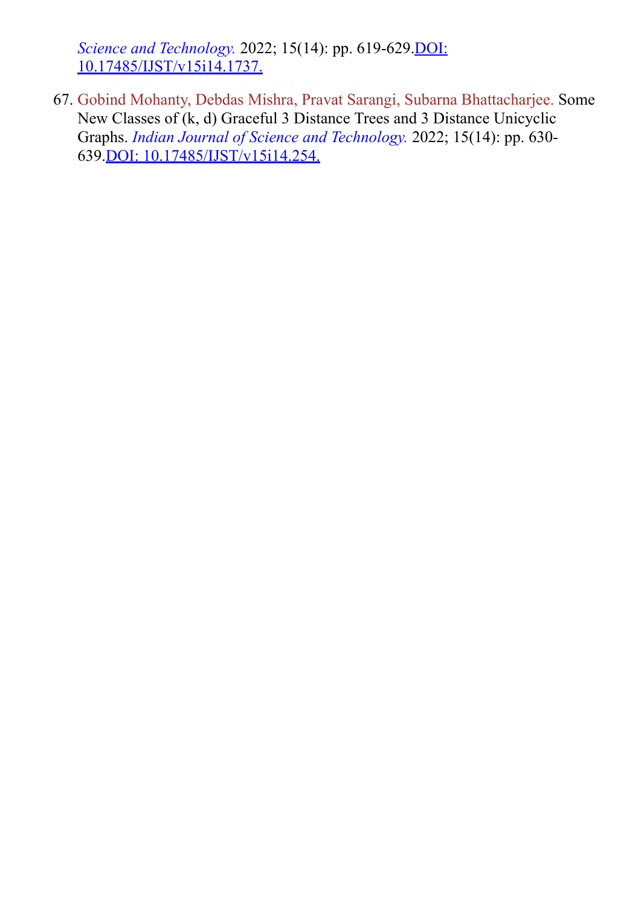*Science and Technology.* 2022; 15(14): pp. 619-629.[DOI: 10.17485/IJST/v15i14.1737.](https://doi.org/10.17485/IJST/v15i14.1737)

67. Gobind Mohanty, Debdas Mishra, Pravat Sarangi, Subarna Bhattacharjee. Some New Classes of (k, d) Graceful 3 Distance Trees and 3 Distance Unicyclic Graphs. *Indian Journal of Science and Technology.* 2022; 15(14): pp. 630-639.[DOI: 10.17485/IJST/v15i14.254.](https://doi.org/10.17485/IJST/v15i14.254)